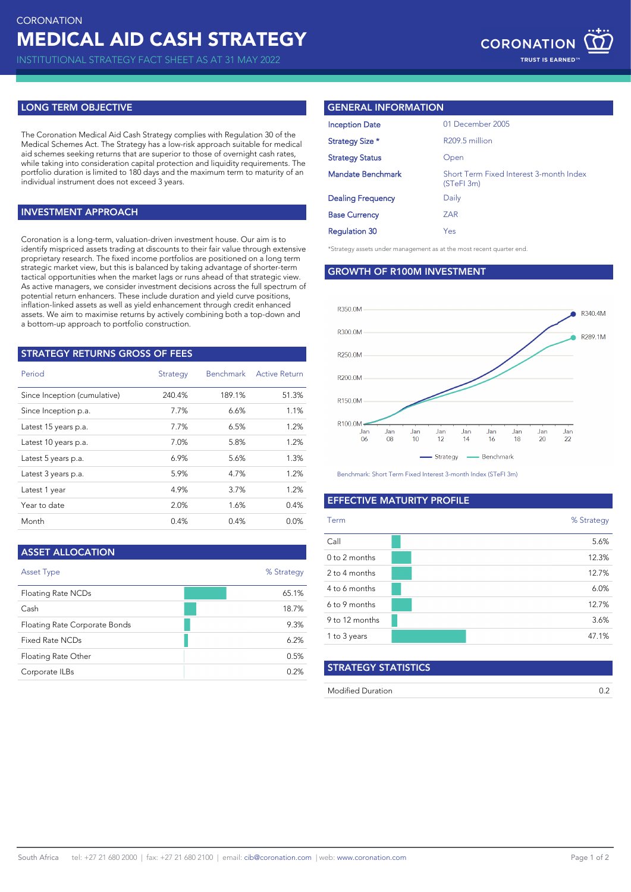CORONATION

# MEDICAL AID CASH STRATEGY

INSTITUTIONAL STRATEGY FACT SHEET AS AT 31 MAY 2022

CORONATION
TRUST IS EARNED™

## LONG TERM OBJECTIVE

The Coronation Medical Aid Cash Strategy complies with Regulation 30 of the Medical Schemes Act. The Strategy has a low-risk approach suitable for medical aid schemes seeking returns that are superior to those of overnight cash rates, while taking into consideration capital protection and liquidity requirements. The portfolio duration is limited to 180 days and the maximum term to maturity of an individual instrument does not exceed 3 years.

## INVESTMENT APPROACH

Coronation is a long-term, valuation-driven investment house. Our aim is to identify mispriced assets trading at discounts to their fair value through extensive proprietary research. The fixed income portfolios are positioned on a long term strategic market view, but this is balanced by taking advantage of shorter-term tactical opportunities when the market lags or runs ahead of that strategic view. As active managers, we consider investment decisions across the full spectrum of potential return enhancers. These include duration and yield curve positions, inflation-linked assets as well as yield enhancement through credit enhanced assets. We aim to maximise returns by actively combining both a top-down and a bottom-up approach to portfolio construction.

## STRATEGY RETURNS GROSS OF FEES

| Period | Strategy | Benchmark | Active Return |
|---|---|---|---|
| Since Inception (cumulative) | 240.4% | 189.1% | 51.3% |
| Since Inception p.a. | 7.7% | 6.6% | 1.1% |
| Latest 15 years p.a. | 7.7% | 6.5% | 1.2% |
| Latest 10 years p.a. | 7.0% | 5.8% | 1.2% |
| Latest 5 years p.a. | 6.9% | 5.6% | 1.3% |
| Latest 3 years p.a. | 5.9% | 4.7% | 1.2% |
| Latest 1 year | 4.9% | 3.7% | 1.2% |
| Year to date | 2.0% | 1.6% | 0.4% |
| Month | 0.4% | 0.4% | 0.0% |

## ASSET ALLOCATION

| Asset Type | % Strategy |
|---|---|
| Floating Rate NCDs | 65.1% |
| Cash | 18.7% |
| Floating Rate Corporate Bonds | 9.3% |
| Fixed Rate NCDs | 6.2% |
| Floating Rate Other | 0.5% |
| Corporate ILBs | 0.2% |

## GENERAL INFORMATION

| | |
|---|---|
| Inception Date | 01 December 2005 |
| Strategy Size * | R209.5 million |
| Strategy Status | Open |
| Mandate Benchmark | Short Term Fixed Interest 3-month Index (STeFI 3m) |
| Dealing Frequency | Daily |
| Base Currency | ZAR |
| Regulation 30 | Yes |

*Strategy assets under management as at the most recent quarter end.

## GROWTH OF R100M INVESTMENT

Strategy: R340.4M; Benchmark: R289.1M

Benchmark: Short Term Fixed Interest 3-month Index (STeFI 3m)

## EFFECTIVE MATURITY PROFILE

| Term | % Strategy |
|---|---|
| Call | 5.6% |
| 0 to 2 months | 12.3% |
| 2 to 4 months | 12.7% |
| 4 to 6 months | 6.0% |
| 6 to 9 months | 12.7% |
| 9 to 12 months | 3.6% |
| 1 to 3 years | 47.1% |

## STRATEGY STATISTICS

| | |
|---|---|
| Modified Duration | 0.2 |

South Africa tel: +27 21 680 2000 | fax: +27 21 680 2100 | email: cib@coronation.com | web: www.coronation.com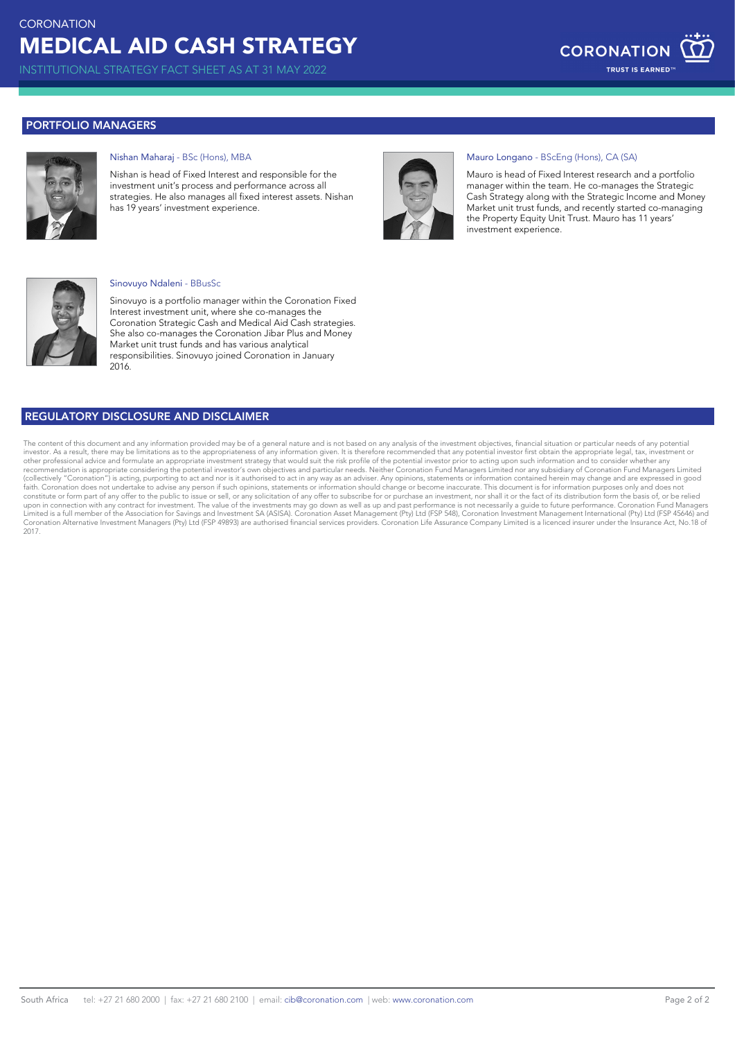# CORONATION MEDICAL AID CASH STRATEGY

INSTITUTIONAL STRATEGY FACT SHEET AS AT 31 MAY 2022

## PORTFOLIO MANAGERS

**Nishan Maharaj** - BSc (Hons), MBA

Nishan is head of Fixed Interest and responsible for the investment unit's process and performance across all strategies. He also manages all fixed interest assets. Nishan has 19 years' investment experience.

**Mauro Longano** - BScEng (Hons), CA (SA)

Mauro is head of Fixed Interest research and a portfolio manager within the team. He co-manages the Strategic Cash Strategy along with the Strategic Income and Money Market unit trust funds, and recently started co-managing the Property Equity Unit Trust. Mauro has 11 years' investment experience.

**Sinovuyo Ndaleni** - BBusSc

Sinovuyo is a portfolio manager within the Coronation Fixed Interest investment unit, where she co-manages the Coronation Strategic Cash and Medical Aid Cash strategies. She also co-manages the Coronation Jibar Plus and Money Market unit trust funds and has various analytical responsibilities. Sinovuyo joined Coronation in January 2016.

## REGULATORY DISCLOSURE AND DISCLAIMER

The content of this document and any information provided may be of a general nature and is not based on any analysis of the investment objectives, financial situation or particular needs of any potential investor. As a result, there may be limitations as to the appropriateness of any information given. It is therefore recommended that any potential investor first obtain the appropriate legal, tax, investment or other professional advice and formulate an appropriate investment strategy that would suit the risk profile of the potential investor prior to acting upon such information and to consider whether any recommendation is appropriate considering the potential investor's own objectives and particular needs. Neither Coronation Fund Managers Limited nor any subsidiary of Coronation Fund Managers Limited (collectively "Coronation") is acting, purporting to act and nor is it authorised to act in any way as an adviser. Any opinions, statements or information contained herein may change and are expressed in good faith. Coronation does not undertake to advise any person if such opinions, statements or information should change or become inaccurate. This document is for information purposes only and does not constitute or form part of any offer to the public to issue or sell, or any solicitation of any offer to subscribe for or purchase an investment, nor shall it or the fact of its distribution form the basis of, or be relied upon in connection with any contract for investment. The value of the investments may go down as well as up and past performance is not necessarily a guide to future performance. Coronation Fund Managers Limited is a full member of the Association for Savings and Investment SA (ASISA). Coronation Asset Management (Pty) Ltd (FSP 548), Coronation Investment Management International (Pty) Ltd (FSP 45646) and Coronation Alternative Investment Managers (Pty) Ltd (FSP 49893) are authorised financial services providers. Coronation Life Assurance Company Limited is a licenced insurer under the Insurance Act, No.18 of 2017.

South Africa tel: +27 21 680 2000 | fax: +27 21 680 2100 | email: cib@coronation.com | web: www.coronation.com